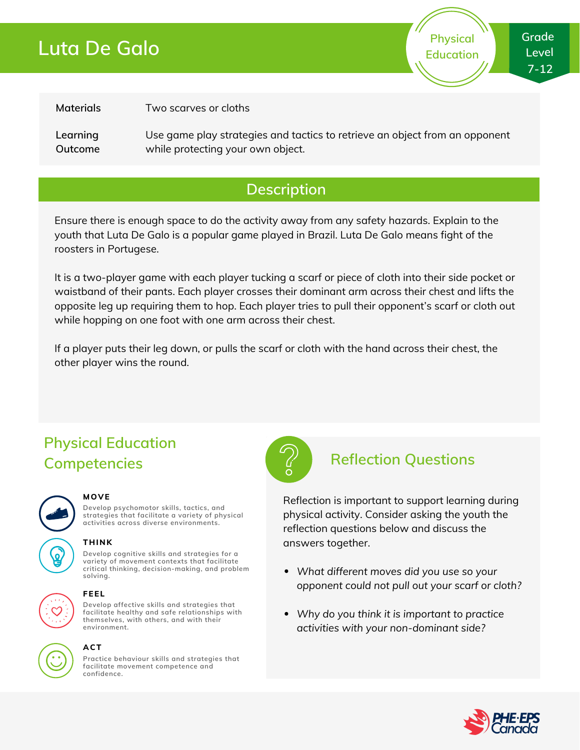# Luta De Galo

Physical Education

Grade Level 7-12

| | |
|---|---|
| **Materials** | Two scarves or cloths |
| **Learning Outcome** | Use game play strategies and tactics to retrieve an object from an opponent while protecting your own object. |

## Description

Ensure there is enough space to do the activity away from any safety hazards. Explain to the youth that Luta De Galo is a popular game played in Brazil. Luta De Galo means fight of the roosters in Portugese.

It is a two-player game with each player tucking a scarf or piece of cloth into their side pocket or waistband of their pants. Each player crosses their dominant arm across their chest and lifts the opposite leg up requiring them to hop. Each player tries to pull their opponent's scarf or cloth out while hopping on one foot with one arm across their chest.

If a player puts their leg down, or pulls the scarf or cloth with the hand across their chest, the other player wins the round.

## Physical Education Competencies

**MOVE**
Develop psychomotor skills, tactics, and strategies that facilitate a variety of physical activities across diverse environments.

**THINK**
Develop cognitive skills and strategies for a variety of movement contexts that facilitate critical thinking, decision-making, and problem solving.

**FEEL**
Develop affective skills and strategies that facilitate healthy and safe relationships with themselves, with others, and with their environment.

**ACT**
Practice behaviour skills and strategies that facilitate movement competence and confidence.

## Reflection Questions

Reflection is important to support learning during physical activity. Consider asking the youth the reflection questions below and discuss the answers together.

- *What different moves did you use so your opponent could not pull out your scarf or cloth?*
- *Why do you think it is important to practice activities with your non-dominant side?*

PHE·EPS Canada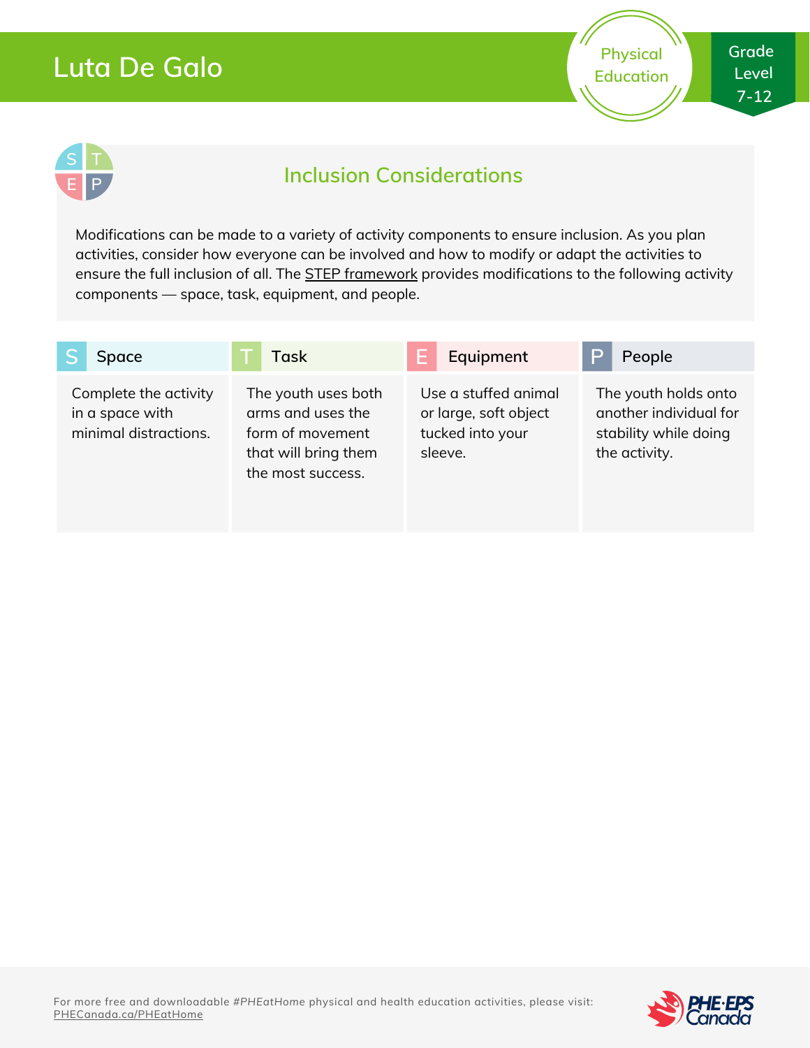# Luta De Galo

Physical Education

Grade Level 7-12

## Inclusion Considerations

Modifications can be made to a variety of activity components to ensure inclusion. As you plan activities, consider how everyone can be involved and how to modify or adapt the activities to ensure the full inclusion of all. The STEP framework provides modifications to the following activity components — space, task, equipment, and people.

| S Space | T Task | E Equipment | P People |
|---|---|---|---|
| Complete the activity in a space with minimal distractions. | The youth uses both arms and uses the form of movement that will bring them the most success. | Use a stuffed animal or large, soft object tucked into your sleeve. | The youth holds onto another individual for stability while doing the activity. |

For more free and downloadable #PHEatHome physical and health education activities, please visit: PHECanada.ca/PHEatHome